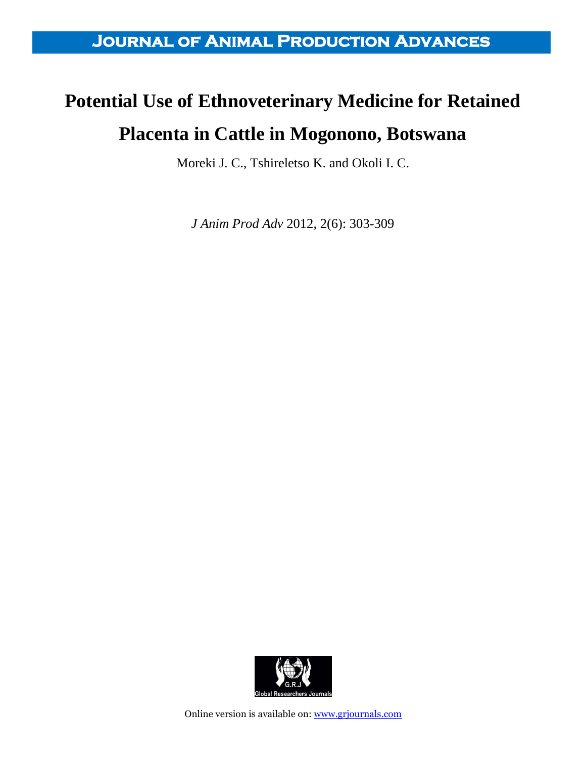# Journal of Animal Production Advances

# Potential Use of Ethnoveterinary Medicine for Retained Placenta in Cattle in Mogonono, Botswana

Moreki J. C., Tshireletso K. and Okoli I. C.

*J Anim Prod Adv* 2012, 2(6): 303-309

Global Researchers Journals

Online version is available on: www.grjournals.com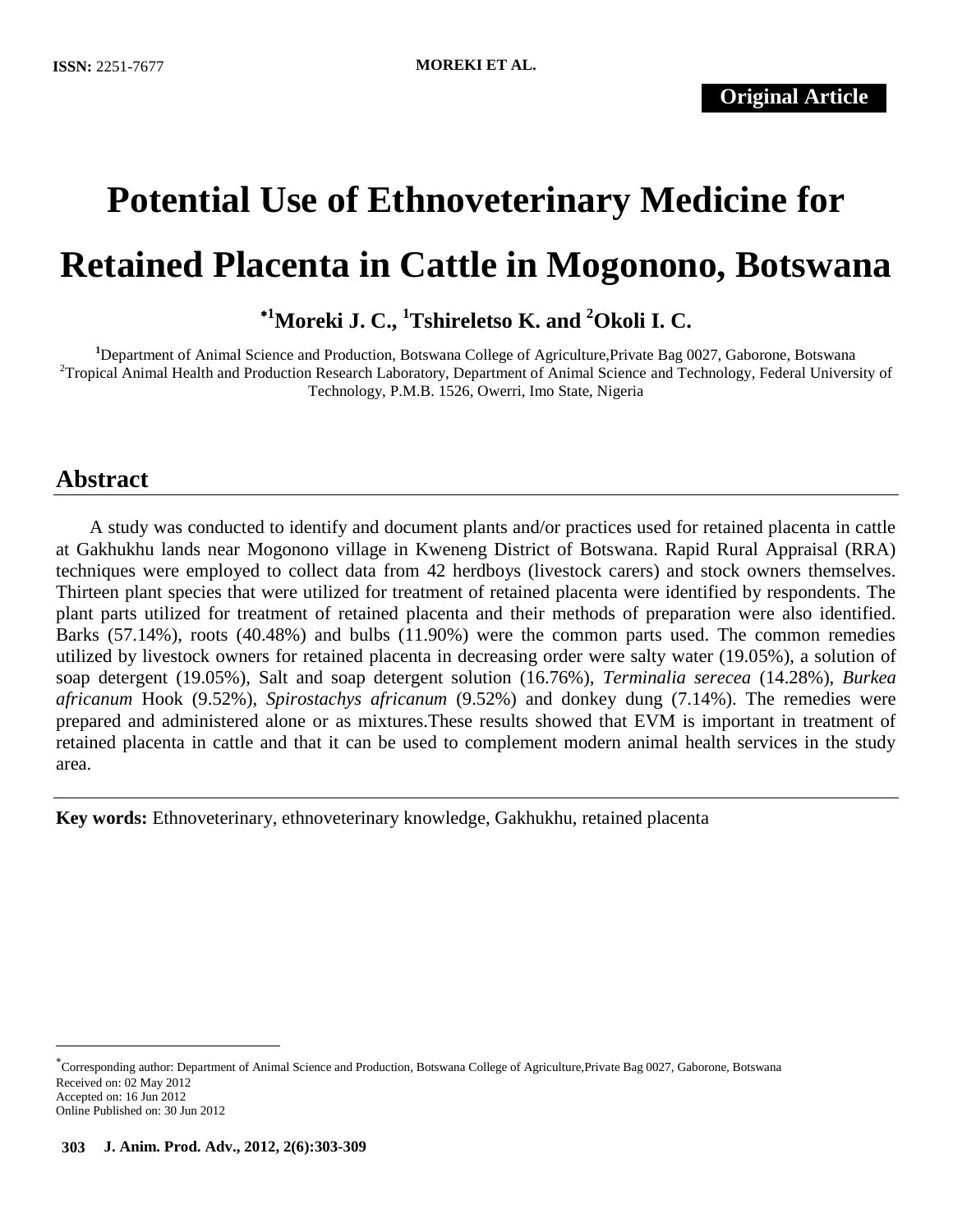**Original Article**

# Potential Use of Ethnoveterinary Medicine for Retained Placenta in Cattle in Mogonono, Botswana

**\*[1]Moreki J. C., [1]Tshireletso K. and [2]Okoli I. C.**

[1]Department of Animal Science and Production, Botswana College of Agriculture,Private Bag 0027, Gaborone, Botswana
[2]Tropical Animal Health and Production Research Laboratory, Department of Animal Science and Technology, Federal University of Technology, P.M.B. 1526, Owerri, Imo State, Nigeria

## Abstract

A study was conducted to identify and document plants and/or practices used for retained placenta in cattle at Gakhukhu lands near Mogonono village in Kweneng District of Botswana. Rapid Rural Appraisal (RRA) techniques were employed to collect data from 42 herdboys (livestock carers) and stock owners themselves. Thirteen plant species that were utilized for treatment of retained placenta were identified by respondents. The plant parts utilized for treatment of retained placenta and their methods of preparation were also identified. Barks (57.14%), roots (40.48%) and bulbs (11.90%) were the common parts used. The common remedies utilized by livestock owners for retained placenta in decreasing order were salty water (19.05%), a solution of soap detergent (19.05%), Salt and soap detergent solution (16.76%), *Terminalia serecea* (14.28%), *Burkea africanum* Hook (9.52%), *Spirostachys africanum* (9.52%) and donkey dung (7.14%). The remedies were prepared and administered alone or as mixtures.These results showed that EVM is important in treatment of retained placenta in cattle and that it can be used to complement modern animal health services in the study area.

**Key words:** Ethnoveterinary, ethnoveterinary knowledge, Gakhukhu, retained placenta

---

\*Corresponding author: Department of Animal Science and Production, Botswana College of Agriculture,Private Bag 0027, Gaborone, Botswana
Received on: 02 May 2012
Accepted on: 16 Jun 2012
Online Published on: 30 Jun 2012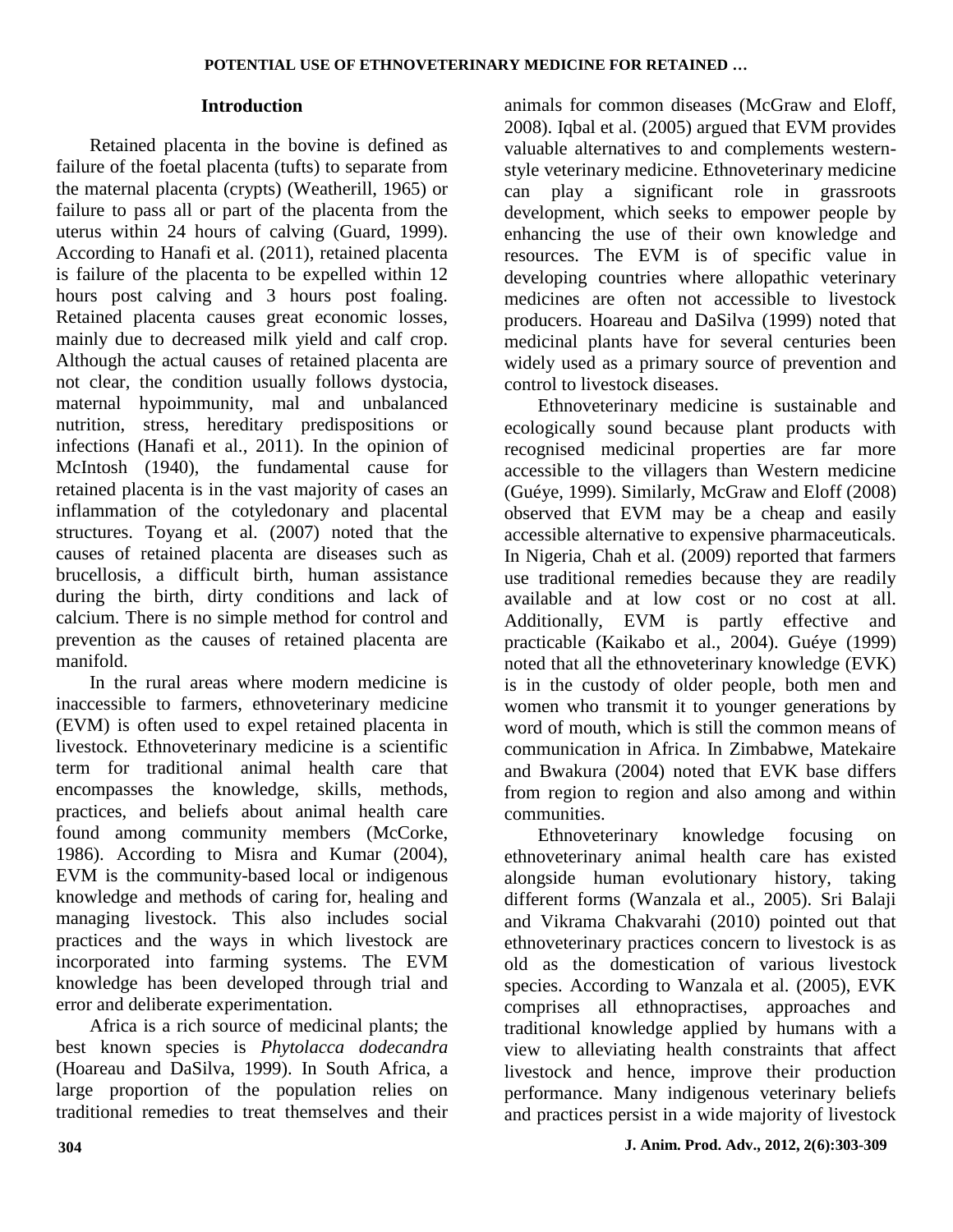## Introduction

Retained placenta in the bovine is defined as failure of the foetal placenta (tufts) to separate from the maternal placenta (crypts) (Weatherill, 1965) or failure to pass all or part of the placenta from the uterus within 24 hours of calving (Guard, 1999). According to Hanafi et al. (2011), retained placenta is failure of the placenta to be expelled within 12 hours post calving and 3 hours post foaling. Retained placenta causes great economic losses, mainly due to decreased milk yield and calf crop. Although the actual causes of retained placenta are not clear, the condition usually follows dystocia, maternal hypoimmunity, mal and unbalanced nutrition, stress, hereditary predispositions or infections (Hanafi et al., 2011). In the opinion of McIntosh (1940), the fundamental cause for retained placenta is in the vast majority of cases an inflammation of the cotyledonary and placental structures. Toyang et al. (2007) noted that the causes of retained placenta are diseases such as brucellosis, a difficult birth, human assistance during the birth, dirty conditions and lack of calcium. There is no simple method for control and prevention as the causes of retained placenta are manifold.

In the rural areas where modern medicine is inaccessible to farmers, ethnoveterinary medicine (EVM) is often used to expel retained placenta in livestock. Ethnoveterinary medicine is a scientific term for traditional animal health care that encompasses the knowledge, skills, methods, practices, and beliefs about animal health care found among community members (McCorke, 1986). According to Misra and Kumar (2004), EVM is the community-based local or indigenous knowledge and methods of caring for, healing and managing livestock. This also includes social practices and the ways in which livestock are incorporated into farming systems. The EVM knowledge has been developed through trial and error and deliberate experimentation.

Africa is a rich source of medicinal plants; the best known species is *Phytolacca dodecandra* (Hoareau and DaSilva, 1999). In South Africa, a large proportion of the population relies on traditional remedies to treat themselves and their animals for common diseases (McGraw and Eloff, 2008). Iqbal et al. (2005) argued that EVM provides valuable alternatives to and complements western-style veterinary medicine. Ethnoveterinary medicine can play a significant role in grassroots development, which seeks to empower people by enhancing the use of their own knowledge and resources. The EVM is of specific value in developing countries where allopathic veterinary medicines are often not accessible to livestock producers. Hoareau and DaSilva (1999) noted that medicinal plants have for several centuries been widely used as a primary source of prevention and control to livestock diseases.

Ethnoveterinary medicine is sustainable and ecologically sound because plant products with recognised medicinal properties are far more accessible to the villagers than Western medicine (Guéye, 1999). Similarly, McGraw and Eloff (2008) observed that EVM may be a cheap and easily accessible alternative to expensive pharmaceuticals. In Nigeria, Chah et al. (2009) reported that farmers use traditional remedies because they are readily available and at low cost or no cost at all. Additionally, EVM is partly effective and practicable (Kaikabo et al., 2004). Guéye (1999) noted that all the ethnoveterinary knowledge (EVK) is in the custody of older people, both men and women who transmit it to younger generations by word of mouth, which is still the common means of communication in Africa. In Zimbabwe, Matekaire and Bwakura (2004) noted that EVK base differs from region to region and also among and within communities.

Ethnoveterinary knowledge focusing on ethnoveterinary animal health care has existed alongside human evolutionary history, taking different forms (Wanzala et al., 2005). Sri Balaji and Vikrama Chakvarahi (2010) pointed out that ethnoveterinary practices concern to livestock is as old as the domestication of various livestock species. According to Wanzala et al. (2005), EVK comprises all ethnopractises, approaches and traditional knowledge applied by humans with a view to alleviating health constraints that affect livestock and hence, improve their production performance. Many indigenous veterinary beliefs and practices persist in a wide majority of livestock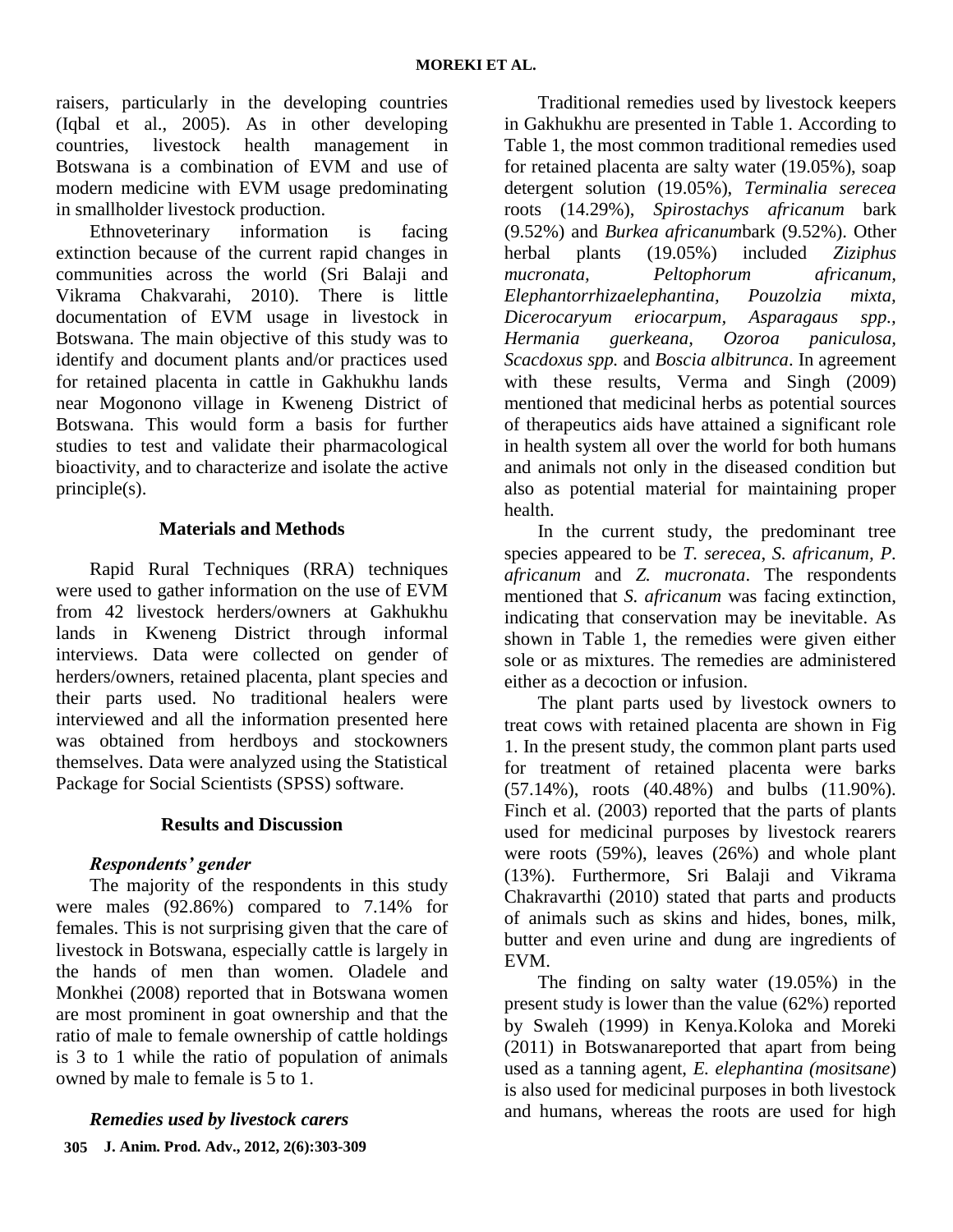raisers, particularly in the developing countries (Iqbal et al., 2005). As in other developing countries, livestock health management in Botswana is a combination of EVM and use of modern medicine with EVM usage predominating in smallholder livestock production.

Ethnoveterinary information is facing extinction because of the current rapid changes in communities across the world (Sri Balaji and Vikrama Chakvarahi, 2010). There is little documentation of EVM usage in livestock in Botswana. The main objective of this study was to identify and document plants and/or practices used for retained placenta in cattle in Gakhukhu lands near Mogonono village in Kweneng District of Botswana. This would form a basis for further studies to test and validate their pharmacological bioactivity, and to characterize and isolate the active principle(s).

## Materials and Methods

Rapid Rural Techniques (RRA) techniques were used to gather information on the use of EVM from 42 livestock herders/owners at Gakhukhu lands in Kweneng District through informal interviews. Data were collected on gender of herders/owners, retained placenta, plant species and their parts used. No traditional healers were interviewed and all the information presented here was obtained from herdboys and stockowners themselves. Data were analyzed using the Statistical Package for Social Scientists (SPSS) software.

## Results and Discussion

### *Respondents' gender*

The majority of the respondents in this study were males (92.86%) compared to 7.14% for females. This is not surprising given that the care of livestock in Botswana, especially cattle is largely in the hands of men than women. Oladele and Monkhei (2008) reported that in Botswana women are most prominent in goat ownership and that the ratio of male to female ownership of cattle holdings is 3 to 1 while the ratio of population of animals owned by male to female is 5 to 1.

### *Remedies used by livestock carers*

Traditional remedies used by livestock keepers in Gakhukhu are presented in Table 1. According to Table 1, the most common traditional remedies used for retained placenta are salty water (19.05%), soap detergent solution (19.05%), *Terminalia serecea* roots (14.29%), *Spirostachys africanum* bark (9.52%) and *Burkea africanum*bark (9.52%). Other herbal plants (19.05%) included *Ziziphus mucronata*, *Peltophorum africanum*, *Elephantorrhizaelephantina*, *Pouzolzia mixta*, *Dicerocaryum eriocarpum*, *Asparagaus spp.*, *Hermania guerkeana*, *Ozoroa paniculosa*, *Scacdoxus spp.* and *Boscia albitrunca*. In agreement with these results, Verma and Singh (2009) mentioned that medicinal herbs as potential sources of therapeutics aids have attained a significant role in health system all over the world for both humans and animals not only in the diseased condition but also as potential material for maintaining proper health.

In the current study, the predominant tree species appeared to be *T. serecea*, *S. africanum, P. africanum* and *Z. mucronata*. The respondents mentioned that *S. africanum* was facing extinction, indicating that conservation may be inevitable. As shown in Table 1, the remedies were given either sole or as mixtures. The remedies are administered either as a decoction or infusion.

The plant parts used by livestock owners to treat cows with retained placenta are shown in Fig 1. In the present study, the common plant parts used for treatment of retained placenta were barks (57.14%), roots (40.48%) and bulbs (11.90%). Finch et al. (2003) reported that the parts of plants used for medicinal purposes by livestock rearers were roots (59%), leaves (26%) and whole plant (13%). Furthermore, Sri Balaji and Vikrama Chakravarthi (2010) stated that parts and products of animals such as skins and hides, bones, milk, butter and even urine and dung are ingredients of EVM.

The finding on salty water (19.05%) in the present study is lower than the value (62%) reported by Swaleh (1999) in Kenya.Koloka and Moreki (2011) in Botswanareported that apart from being used as a tanning agent, *E. elephantina (mositsane*) is also used for medicinal purposes in both livestock and humans, whereas the roots are used for high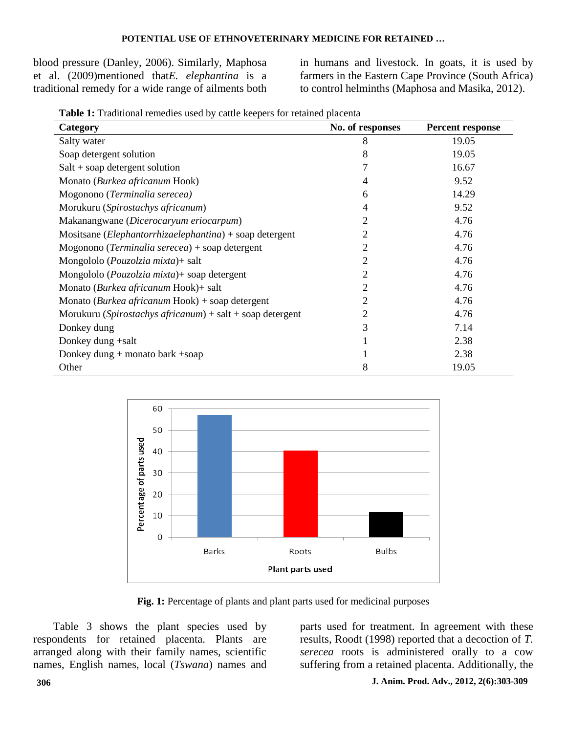blood pressure (Danley, 2006). Similarly, Maphosa et al. (2009)mentioned that*E. elephantina* is a traditional remedy for a wide range of ailments both in humans and livestock. In goats, it is used by farmers in the Eastern Cape Province (South Africa) to control helminths (Maphosa and Masika, 2012).

**Table 1:** Traditional remedies used by cattle keepers for retained placenta

| Category | No. of responses | Percent response |
|---|---|---|
| Salty water | 8 | 19.05 |
| Soap detergent solution | 8 | 19.05 |
| Salt + soap detergent solution | 7 | 16.67 |
| Monato (*Burkea africanum* Hook) | 4 | 9.52 |
| Mogonono (*Terminalia serecea)* | 6 | 14.29 |
| Morukuru (*Spirostachys africanum*) | 4 | 9.52 |
| Makanangwane (*Dicerocaryum eriocarpum*) | 2 | 4.76 |
| Mositsane (*Elephantorrhizaelephantina*) + soap detergent | 2 | 4.76 |
| Mogonono (*Terminalia serecea*) + soap detergent | 2 | 4.76 |
| Mongololo (*Pouzolzia mixta*)+ salt | 2 | 4.76 |
| Mongololo (*Pouzolzia mixta*)+ soap detergent | 2 | 4.76 |
| Monato (*Burkea africanum* Hook)+ salt | 2 | 4.76 |
| Monato (*Burkea africanum* Hook) + soap detergent | 2 | 4.76 |
| Morukuru (*Spirostachys africanum*) + salt + soap detergent | 2 | 4.76 |
| Donkey dung | 3 | 7.14 |
| Donkey dung +salt | 1 | 2.38 |
| Donkey dung + monato bark +soap | 1 | 2.38 |
| Other | 8 | 19.05 |

**Fig. 1:** Percentage of plants and plant parts used for medicinal purposes

Table 3 shows the plant species used by respondents for retained placenta. Plants are arranged along with their family names, scientific names, English names, local (*Tswana*) names and parts used for treatment. In agreement with these results, Roodt (1998) reported that a decoction of *T. serecea* roots is administered orally to a cow suffering from a retained placenta. Additionally, the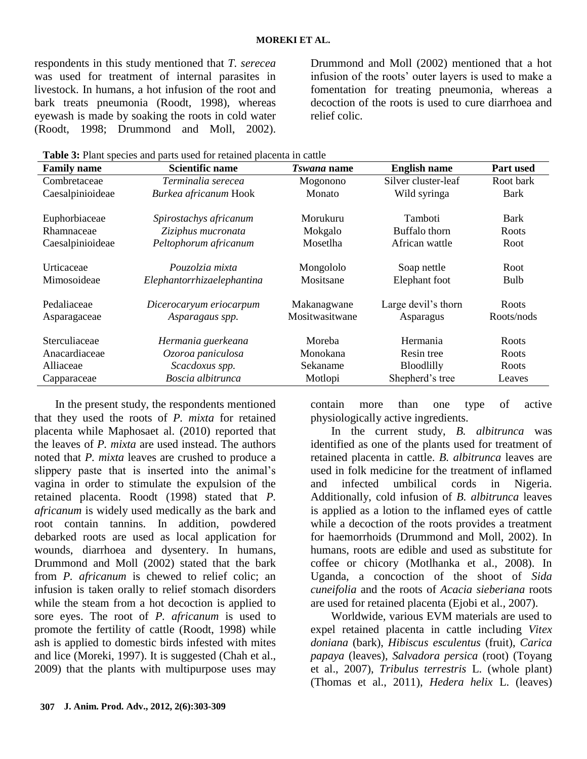respondents in this study mentioned that *T. serecea* was used for treatment of internal parasites in livestock. In humans, a hot infusion of the root and bark treats pneumonia (Roodt, 1998), whereas eyewash is made by soaking the roots in cold water (Roodt, 1998; Drummond and Moll, 2002). Drummond and Moll (2002) mentioned that a hot infusion of the roots' outer layers is used to make a fomentation for treating pneumonia, whereas a decoction of the roots is used to cure diarrhoea and relief colic.

**Table 3:** Plant species and parts used for retained placenta in cattle

| Family name | Scientific name | *Tswana* name | English name | Part used |
|---|---|---|---|---|
| Combretaceae | *Terminalia serecea* | Mogonono | Silver cluster-leaf | Root bark |
| Caesalpinioideae | *Burkea africanum* Hook | Monato | Wild syringa | Bark |
| Euphorbiaceae | *Spirostachys africanum* | Morukuru | Tamboti | Bark |
| Rhamnaceae | *Ziziphus mucronata* | Mokgalo | Buffalo thorn | Roots |
| Caesalpinioideae | *Peltophorum africanum* | Mosetlha | African wattle | Root |
| Urticaceae | *Pouzolzia mixta* | Mongololo | Soap nettle | Root |
| Mimosoideae | *Elephantorrhizaelephantina* | Mositsane | Elephant foot | Bulb |
| Pedaliaceae | *Dicerocaryum eriocarpum* | Makanagwane | Large devil's thorn | Roots |
| Asparagaceae | *Asparagaus spp.* | Mositwasitwane | Asparagus | Roots/nods |
| Sterculiaceae | *Hermania guerkeana* | Moreba | Hermania | Roots |
| Anacardiaceae | *Ozoroa paniculosa* | Monokana | Resin tree | Roots |
| Alliaceae | *Scacdoxus spp.* | Sekaname | Bloodlilly | Roots |
| Capparaceae | *Boscia albitrunca* | Motlopi | Shepherd's tree | Leaves |

In the present study, the respondents mentioned that they used the roots of *P. mixta* for retained placenta while Maphosaet al. (2010) reported that the leaves of *P. mixta* are used instead. The authors noted that *P. mixta* leaves are crushed to produce a slippery paste that is inserted into the animal's vagina in order to stimulate the expulsion of the retained placenta. Roodt (1998) stated that *P. africanum* is widely used medically as the bark and root contain tannins. In addition, powdered debarked roots are used as local application for wounds, diarrhoea and dysentery. In humans, Drummond and Moll (2002) stated that the bark from *P. africanum* is chewed to relief colic; an infusion is taken orally to relief stomach disorders while the steam from a hot decoction is applied to sore eyes. The root of *P. africanum* is used to promote the fertility of cattle (Roodt, 1998) while ash is applied to domestic birds infested with mites and lice (Moreki, 1997). It is suggested (Chah et al., 2009) that the plants with multipurpose uses may contain more than one type of active physiologically active ingredients.

In the current study, *B. albitrunca* was identified as one of the plants used for treatment of retained placenta in cattle. *B. albitrunca* leaves are used in folk medicine for the treatment of inflamed and infected umbilical cords in Nigeria. Additionally, cold infusion of *B. albitrunca* leaves is applied as a lotion to the inflamed eyes of cattle while a decoction of the roots provides a treatment for haemorrhoids (Drummond and Moll, 2002). In humans, roots are edible and used as substitute for coffee or chicory (Motlhanka et al., 2008). In Uganda, a concoction of the shoot of *Sida cuneifolia* and the roots of *Acacia sieberiana* roots are used for retained placenta (Ejobi et al., 2007).

Worldwide, various EVM materials are used to expel retained placenta in cattle including *Vitex doniana* (bark), *Hibiscus esculentus* (fruit), *Carica papaya* (leaves), *Salvadora persica* (root) (Toyang et al., 2007), *Tribulus terrestris* L. (whole plant) (Thomas et al., 2011), *Hedera helix* L. (leaves)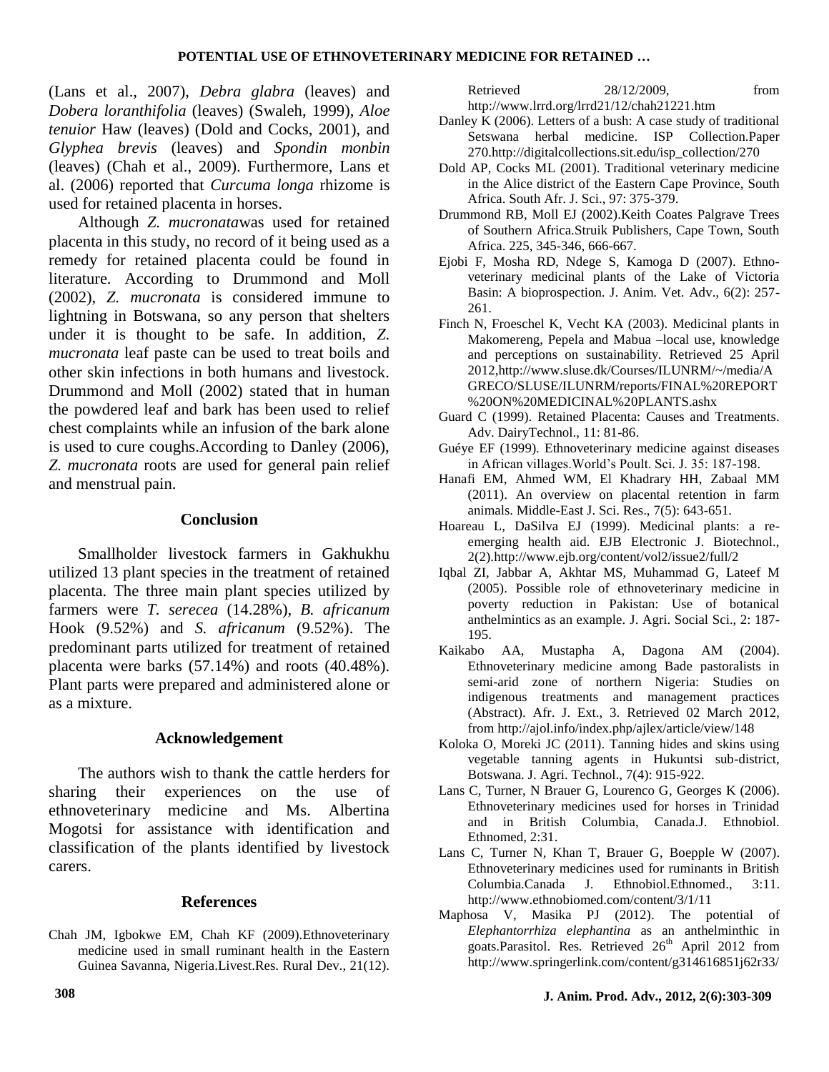(Lans et al., 2007), *Debra glabra* (leaves) and *Dobera loranthifolia* (leaves) (Swaleh, 1999), *Aloe tenuior* Haw (leaves) (Dold and Cocks, 2001), and *Glyphea brevis* (leaves) and *Spondin monbin* (leaves) (Chah et al., 2009). Furthermore, Lans et al. (2006) reported that *Curcuma longa* rhizome is used for retained placenta in horses.

Although *Z. mucronata*was used for retained placenta in this study, no record of it being used as a remedy for retained placenta could be found in literature. According to Drummond and Moll (2002), *Z. mucronata* is considered immune to lightning in Botswana, so any person that shelters under it is thought to be safe. In addition, *Z. mucronata* leaf paste can be used to treat boils and other skin infections in both humans and livestock. Drummond and Moll (2002) stated that in human the powdered leaf and bark has been used to relief chest complaints while an infusion of the bark alone is used to cure coughs.According to Danley (2006), *Z. mucronata* roots are used for general pain relief and menstrual pain.

## Conclusion

Smallholder livestock farmers in Gakhukhu utilized 13 plant species in the treatment of retained placenta. The three main plant species utilized by farmers were *T. serecea* (14.28%), *B. africanum* Hook (9.52%) and *S. africanum* (9.52%). The predominant parts utilized for treatment of retained placenta were barks (57.14%) and roots (40.48%). Plant parts were prepared and administered alone or as a mixture.

## Acknowledgement

The authors wish to thank the cattle herders for sharing their experiences on the use of ethnoveterinary medicine and Ms. Albertina Mogotsi for assistance with identification and classification of the plants identified by livestock carers.

## References

Chah JM, Igbokwe EM, Chah KF (2009).Ethnoveterinary medicine used in small ruminant health in the Eastern Guinea Savanna, Nigeria.Livest.Res. Rural Dev., 21(12). Retrieved 28/12/2009, from http://www.lrrd.org/lrrd21/12/chah21221.htm

Danley K (2006). Letters of a bush: A case study of traditional Setswana herbal medicine. ISP Collection.Paper 270.http://digitalcollections.sit.edu/isp_collection/270

Dold AP, Cocks ML (2001). Traditional veterinary medicine in the Alice district of the Eastern Cape Province, South Africa. South Afr. J. Sci., 97: 375-379.

Drummond RB, Moll EJ (2002).Keith Coates Palgrave Trees of Southern Africa.Struik Publishers, Cape Town, South Africa. 225, 345-346, 666-667.

Ejobi F, Mosha RD, Ndege S, Kamoga D (2007). Ethno-veterinary medicinal plants of the Lake of Victoria Basin: A bioprospection. J. Anim. Vet. Adv., 6(2): 257-261.

Finch N, Froeschel K, Vecht KA (2003). Medicinal plants in Makomereng, Pepela and Mabua –local use, knowledge and perceptions on sustainability. Retrieved 25 April 2012,http://www.sluse.dk/Courses/ILUNRM/~/media/AGRECO/SLUSE/ILUNRM/reports/FINAL%20REPORT%20ON%20MEDICINAL%20PLANTS.ashx

Guard C (1999). Retained Placenta: Causes and Treatments. Adv. DairyTechnol., 11: 81-86.

Guéye EF (1999). Ethnoveterinary medicine against diseases in African villages.World's Poult. Sci. J. 35: 187-198.

Hanafi EM, Ahmed WM, El Khadrary HH, Zabaal MM (2011). An overview on placental retention in farm animals. Middle-East J. Sci. Res., 7(5): 643-651.

Hoareau L, DaSilva EJ (1999). Medicinal plants: a re-emerging health aid. EJB Electronic J. Biotechnol., 2(2).http://www.ejb.org/content/vol2/issue2/full/2

Iqbal ZI, Jabbar A, Akhtar MS, Muhammad G, Lateef M (2005). Possible role of ethnoveterinary medicine in poverty reduction in Pakistan: Use of botanical anthelmintics as an example. J. Agri. Social Sci., 2: 187-195.

Kaikabo AA, Mustapha A, Dagona AM (2004). Ethnoveterinary medicine among Bade pastoralists in semi-arid zone of northern Nigeria: Studies on indigenous treatments and management practices (Abstract). Afr. J. Ext., 3. Retrieved 02 March 2012, from http://ajol.info/index.php/ajlex/article/view/148

Koloka O, Moreki JC (2011). Tanning hides and skins using vegetable tanning agents in Hukuntsi sub-district, Botswana. J. Agri. Technol., 7(4): 915-922.

Lans C, Turner, N Brauer G, Lourenco G, Georges K (2006). Ethnoveterinary medicines used for horses in Trinidad and in British Columbia, Canada.J. Ethnobiol. Ethnomed, 2:31.

Lans C, Turner N, Khan T, Brauer G, Boepple W (2007). Ethnoveterinary medicines used for ruminants in British Columbia.Canada J. Ethnobiol.Ethnomed., 3:11. http://www.ethnobiomed.com/content/3/1/11

Maphosa V, Masika PJ (2012). The potential of *Elephantorrhiza elephantina* as an anthelminthic in goats.Parasitol. Res. Retrieved 26th April 2012 from http://www.springerlink.com/content/g314616851j62r33/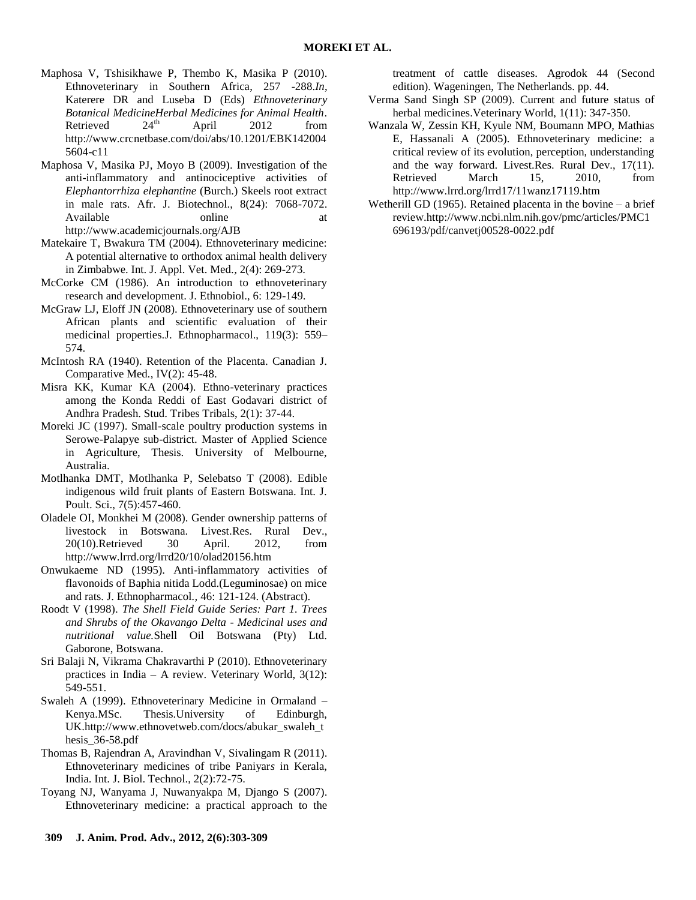Maphosa V, Tshisikhawe P, Thembo K, Masika P (2010). Ethnoveterinary in Southern Africa, 257 -288.*In*, Katerere DR and Luseba D (Eds) *Ethnoveterinary Botanical MedicineHerbal Medicines for Animal Health*. Retrieved 24th April 2012 from http://www.crcnetbase.com/doi/abs/10.1201/EBK1420045604-c11

Maphosa V, Masika PJ, Moyo B (2009). Investigation of the anti-inflammatory and antinociceptive activities of *Elephantorrhiza elephantine* (Burch.) Skeels root extract in male rats. Afr. J. Biotechnol., 8(24): 7068-7072. Available online at http://www.academicjournals.org/AJB

Matekaire T, Bwakura TM (2004). Ethnoveterinary medicine: A potential alternative to orthodox animal health delivery in Zimbabwe. Int. J. Appl. Vet. Med., 2(4): 269-273.

McCorke CM (1986). An introduction to ethnoveterinary research and development. J. Ethnobiol., 6: 129-149.

McGraw LJ, Eloff JN (2008). Ethnoveterinary use of southern African plants and scientific evaluation of their medicinal properties.J. Ethnopharmacol., 119(3): 559–574.

McIntosh RA (1940). Retention of the Placenta. Canadian J. Comparative Med., IV(2): 45-48.

Misra KK, Kumar KA (2004). Ethno-veterinary practices among the Konda Reddi of East Godavari district of Andhra Pradesh. Stud. Tribes Tribals, 2(1): 37-44.

Moreki JC (1997). Small-scale poultry production systems in Serowe-Palapye sub-district. Master of Applied Science in Agriculture, Thesis. University of Melbourne, Australia.

Motlhanka DMT, Motlhanka P, Selebatso T (2008). Edible indigenous wild fruit plants of Eastern Botswana. Int. J. Poult. Sci., 7(5):457-460.

Oladele OI, Monkhei M (2008). Gender ownership patterns of livestock in Botswana. Livest.Res. Rural Dev., 20(10).Retrieved 30 April. 2012, from http://www.lrrd.org/lrrd20/10/olad20156.htm

Onwukaeme ND (1995). Anti-inflammatory activities of flavonoids of Baphia nitida Lodd.(Leguminosae) on mice and rats. J. Ethnopharmacol*.*, 46: 121-124. (Abstract).

Roodt V (1998). *The Shell Field Guide Series: Part 1. Trees and Shrubs of the Okavango Delta - Medicinal uses and nutritional value.*Shell Oil Botswana (Pty) Ltd. Gaborone, Botswana.

Sri Balaji N, Vikrama Chakravarthi P (2010). Ethnoveterinary practices in India – A review. Veterinary World, 3(12): 549-551.

Swaleh A (1999). Ethnoveterinary Medicine in Ormaland – Kenya.MSc. Thesis.University of Edinburgh, UK.http://www.ethnovetweb.com/docs/abukar_swaleh_thesis_36-58.pdf

Thomas B, Rajendran A, Aravindhan V, Sivalingam R (2011). Ethnoveterinary medicines of tribe Paniyars in Kerala, India. Int. J. Biol. Technol., 2(2):72-75.

Toyang NJ, Wanyama J, Nuwanyakpa M, Django S (2007). Ethnoveterinary medicine: a practical approach to the treatment of cattle diseases. Agrodok 44 (Second edition). Wageningen, The Netherlands. pp. 44.

Verma Sand Singh SP (2009). Current and future status of herbal medicines.Veterinary World, 1(11): 347-350.

Wanzala W, Zessin KH, Kyule NM, Boumann MPO, Mathias E, Hassanali A (2005). Ethnoveterinary medicine: a critical review of its evolution, perception, understanding and the way forward. Livest.Res. Rural Dev., 17(11). Retrieved March 15, 2010, from http://www.lrrd.org/lrrd17/11wanz17119.htm

Wetherill GD (1965). Retained placenta in the bovine – a brief review.http://www.ncbi.nlm.nih.gov/pmc/articles/PMC1696193/pdf/canvetj00528-0022.pdf